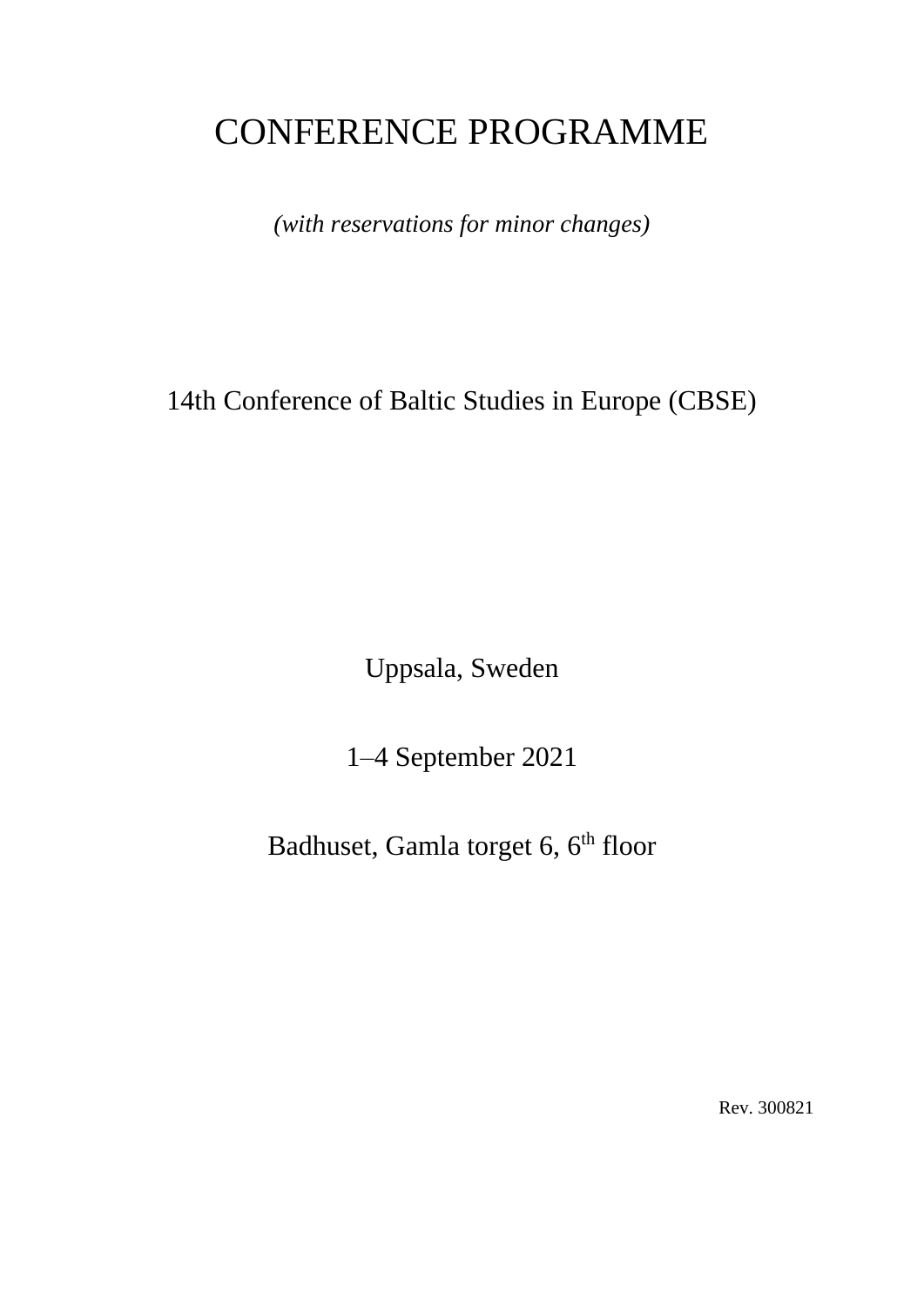# CONFERENCE PROGRAMME

*(with reservations for minor changes)*

14th Conference of Baltic Studies in Europe (CBSE)

Uppsala, Sweden

1–4 September 2021

Badhuset, Gamla torget 6, 6th floor

Rev. 300821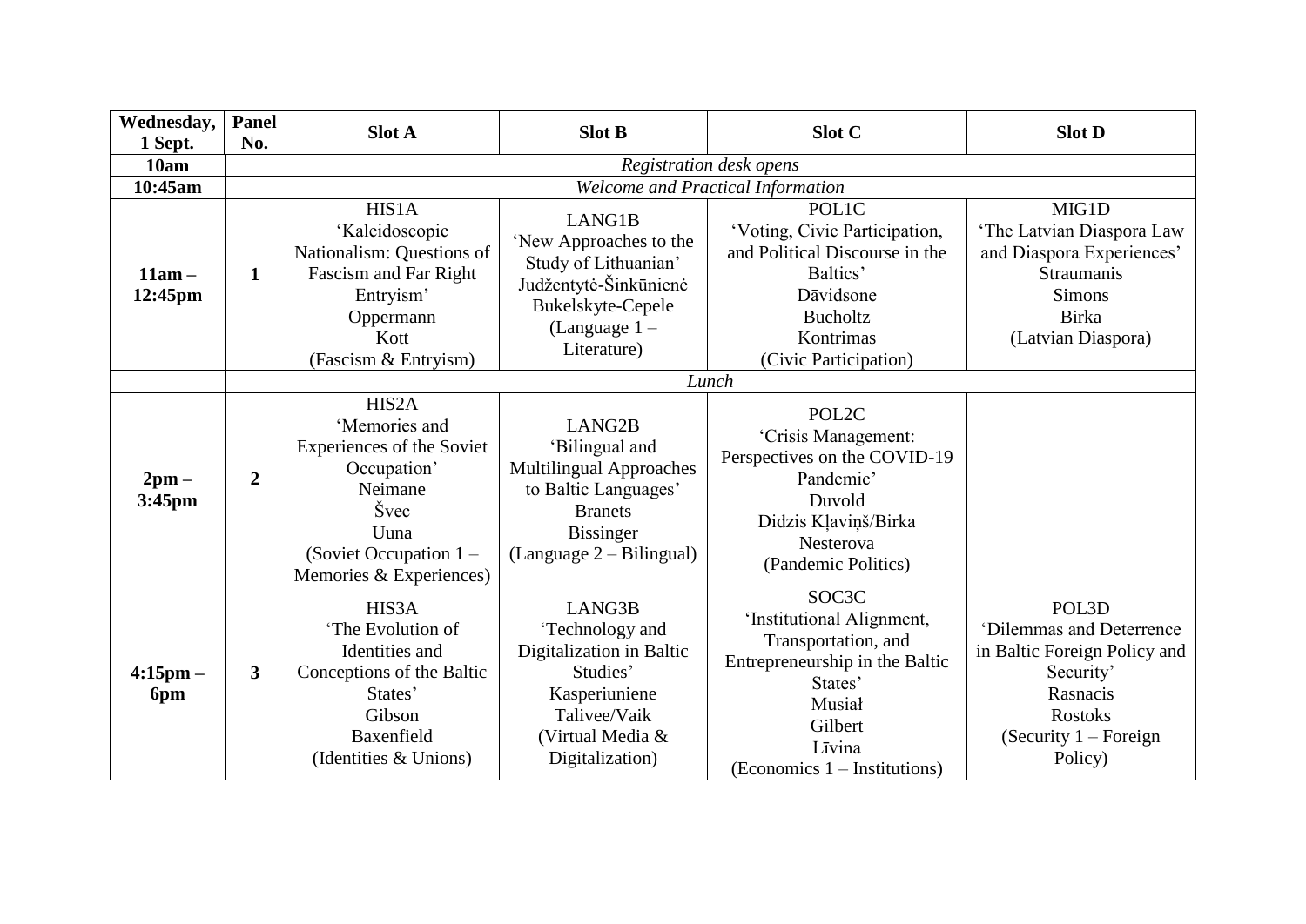| Wednesday, 1 Sept. | Panel No. | Slot A | Slot B | Slot C | Slot D |
|---|---|---|---|---|---|
| **10am** | | *Registration desk opens* | | | |
| **10:45am** | | *Welcome and Practical Information* | | | |
| **11am – 12:45pm** | **1** | HIS1A<br>‘Kaleidoscopic Nationalism: Questions of Fascism and Far Right Entryism’<br>Oppermann<br>Kott<br>(Fascism & Entryism) | LANG1B<br>‘New Approaches to the Study of Lithuanian’<br>Judžentytė-Šinkūnienė<br>Bukelskyte-Cepele<br>(Language 1 – Literature) | POL1C<br>‘Voting, Civic Participation, and Political Discourse in the Baltics’<br>Dāvidsone<br>Bucholtz<br>Kontrimas<br>(Civic Participation) | MIG1D<br>‘The Latvian Diaspora Law and Diaspora Experiences’<br>Straumanis<br>Simons<br>Birka<br>(Latvian Diaspora) |
| | | *Lunch* | | | |
| **2pm – 3:45pm** | **2** | HIS2A<br>‘Memories and Experiences of the Soviet Occupation’<br>Neimane<br>Švec<br>Uuna<br>(Soviet Occupation 1 – Memories & Experiences) | LANG2B<br>‘Bilingual and Multilingual Approaches to Baltic Languages’<br>Branets<br>Bissinger<br>(Language 2 – Bilingual) | POL2C<br>‘Crisis Management: Perspectives on the COVID-19 Pandemic’<br>Duvold<br>Didzis Kļaviņš/Birka<br>Nesterova<br>(Pandemic Politics) | |
| **4:15pm – 6pm** | **3** | HIS3A<br>‘The Evolution of Identities and Conceptions of the Baltic States’<br>Gibson<br>Baxenfield<br>(Identities & Unions) | LANG3B<br>‘Technology and Digitalization in Baltic Studies’<br>Kasperiuniene<br>Talivee/Vaik<br>(Virtual Media & Digitalization) | SOC3C<br>‘Institutional Alignment, Transportation, and Entrepreneurship in the Baltic States’<br>Musiał<br>Gilbert<br>Līvina<br>(Economics 1 – Institutions) | POL3D<br>‘Dilemmas and Deterrence in Baltic Foreign Policy and Security’<br>Rasnacis<br>Rostoks<br>(Security 1 – Foreign Policy) |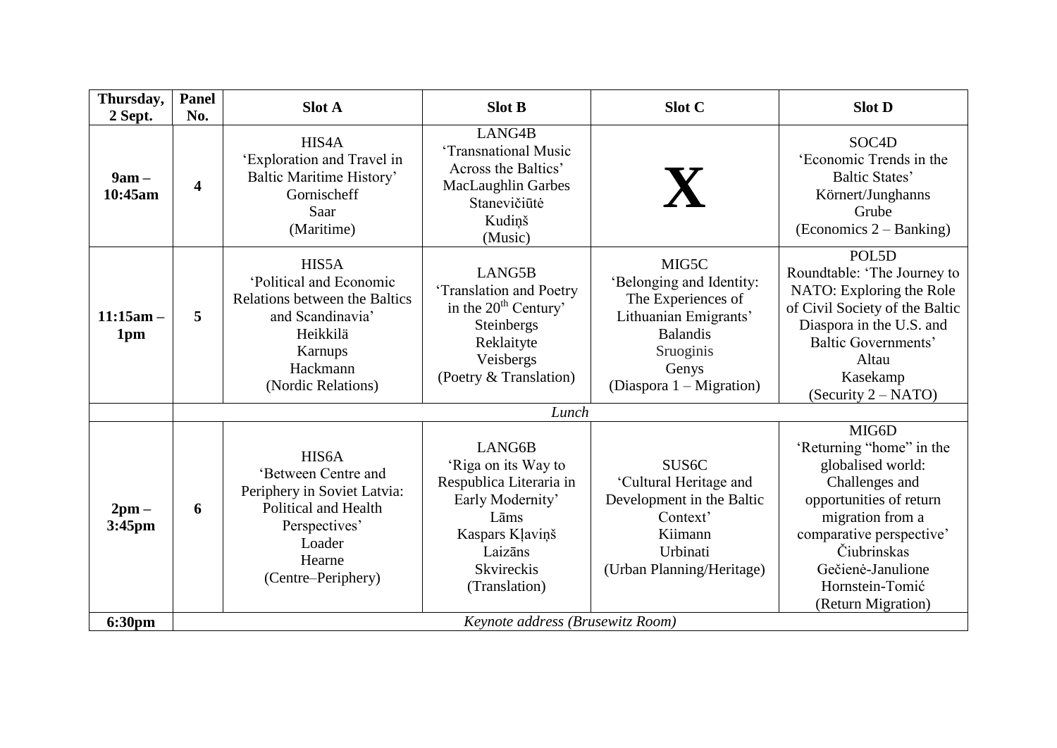| Thursday, 2 Sept. | Panel No. | Slot A | Slot B | Slot C | Slot D |
|---|---|---|---|---|---|
| **9am – 10:45am** | **4** | HIS4A<br>'Exploration and Travel in Baltic Maritime History'<br>Gornischeff<br>Saar<br>(Maritime) | LANG4B<br>'Transnational Music Across the Baltics'<br>MacLaughlin Garbes<br>Stanevičiūtė<br>Kudiņš<br>(Music) | **X** | SOC4D<br>'Economic Trends in the Baltic States'<br>Körnert/Junghanns<br>Grube<br>(Economics 2 – Banking) |
| **11:15am – 1pm** | **5** | HIS5A<br>'Political and Economic Relations between the Baltics and Scandinavia'<br>Heikkilä<br>Karnups<br>Hackmann<br>(Nordic Relations) | LANG5B<br>'Translation and Poetry in the 20th Century'<br>Steinbergs<br>Reklaityte<br>Veisbergs<br>(Poetry & Translation) | MIG5C<br>'Belonging and Identity: The Experiences of Lithuanian Emigrants'<br>Balandis<br>Sruoginis<br>Genys<br>(Diaspora 1 – Migration) | POL5D<br>Roundtable: 'The Journey to NATO: Exploring the Role of Civil Society of the Baltic Diaspora in the U.S. and Baltic Governments'<br>Altau<br>Kasekamp<br>(Security 2 – NATO) |
| | *Lunch* | | | | |
| **2pm – 3:45pm** | **6** | HIS6A<br>'Between Centre and Periphery in Soviet Latvia: Political and Health Perspectives'<br>Loader<br>Hearne<br>(Centre–Periphery) | LANG6B<br>'Riga on its Way to Respublica Literaria in Early Modernity'<br>Lāms<br>Kaspars Kļaviņš<br>Laizāns<br>Skvireckis<br>(Translation) | SUS6C<br>'Cultural Heritage and Development in the Baltic Context'<br>Kiimann<br>Urbinati<br>(Urban Planning/Heritage) | MIG6D<br>'Returning "home" in the globalised world: Challenges and opportunities of return migration from a comparative perspective'<br>Čiubrinskas<br>Gečienė-Janulione<br>Hornstein-Tomić<br>(Return Migration) |
| **6:30pm** | *Keynote address (Brusewitz Room)* | | | | |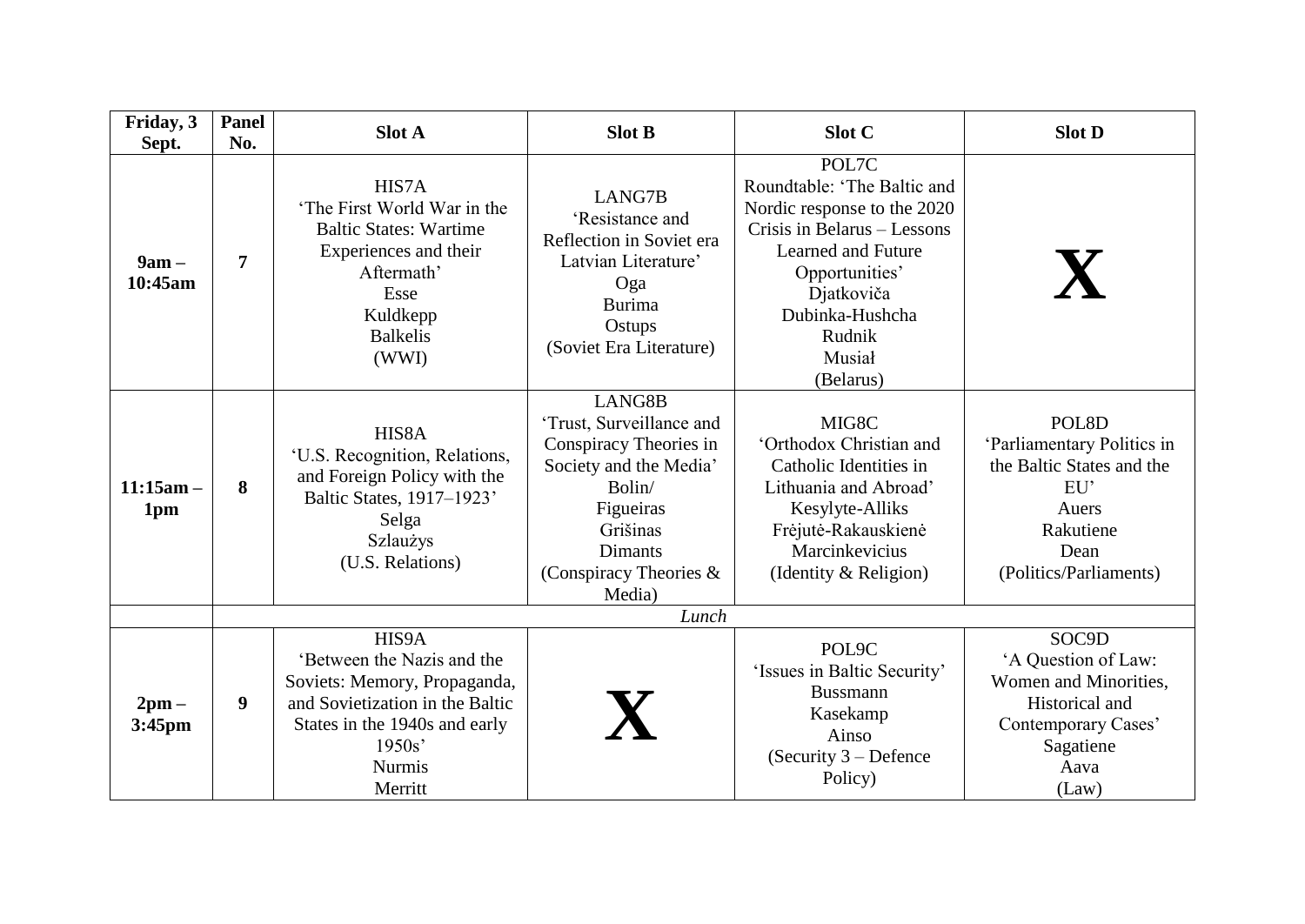| Friday, 3 Sept. | Panel No. | Slot A | Slot B | Slot C | Slot D |
|---|---|---|---|---|---|
| **9am – 10:45am** | **7** | HIS7A<br>'The First World War in the Baltic States: Wartime Experiences and their Aftermath'<br>Esse<br>Kuldkepp<br>Balkelis<br>(WWI) | LANG7B<br>'Resistance and Reflection in Soviet era Latvian Literature'<br>Oga<br>Burima<br>Ostups<br>(Soviet Era Literature) | POL7C<br>Roundtable: 'The Baltic and Nordic response to the 2020 Crisis in Belarus – Lessons Learned and Future Opportunities'<br>Djatkoviča<br>Dubinka-Hushcha<br>Rudnik<br>Musiał<br>(Belarus) | **X** |
| **11:15am – 1pm** | **8** | HIS8A<br>'U.S. Recognition, Relations, and Foreign Policy with the Baltic States, 1917–1923'<br>Selga<br>Szlaužys<br>(U.S. Relations) | LANG8B<br>'Trust, Surveillance and Conspiracy Theories in Society and the Media'<br>Bolin/<br>Figueiras<br>Grišinas<br>Dimants<br>(Conspiracy Theories & Media) | MIG8C<br>'Orthodox Christian and Catholic Identities in Lithuania and Abroad'<br>Kesylyte-Alliks<br>Frėjutė-Rakauskienė<br>Marcinkevicius<br>(Identity & Religion) | POL8D<br>'Parliamentary Politics in the Baltic States and the EU'<br>Auers<br>Rakutiene<br>Dean<br>(Politics/Parliaments) |
| | | *Lunch* | | | |
| **2pm – 3:45pm** | **9** | HIS9A<br>'Between the Nazis and the Soviets: Memory, Propaganda, and Sovietization in the Baltic States in the 1940s and early 1950s'<br>Nurmis<br>Merritt | **X** | POL9C<br>'Issues in Baltic Security'<br>Bussmann<br>Kasekamp<br>Ainso<br>(Security 3 – Defence Policy) | SOC9D<br>'A Question of Law: Women and Minorities, Historical and Contemporary Cases'<br>Sagatiene<br>Aava<br>(Law) |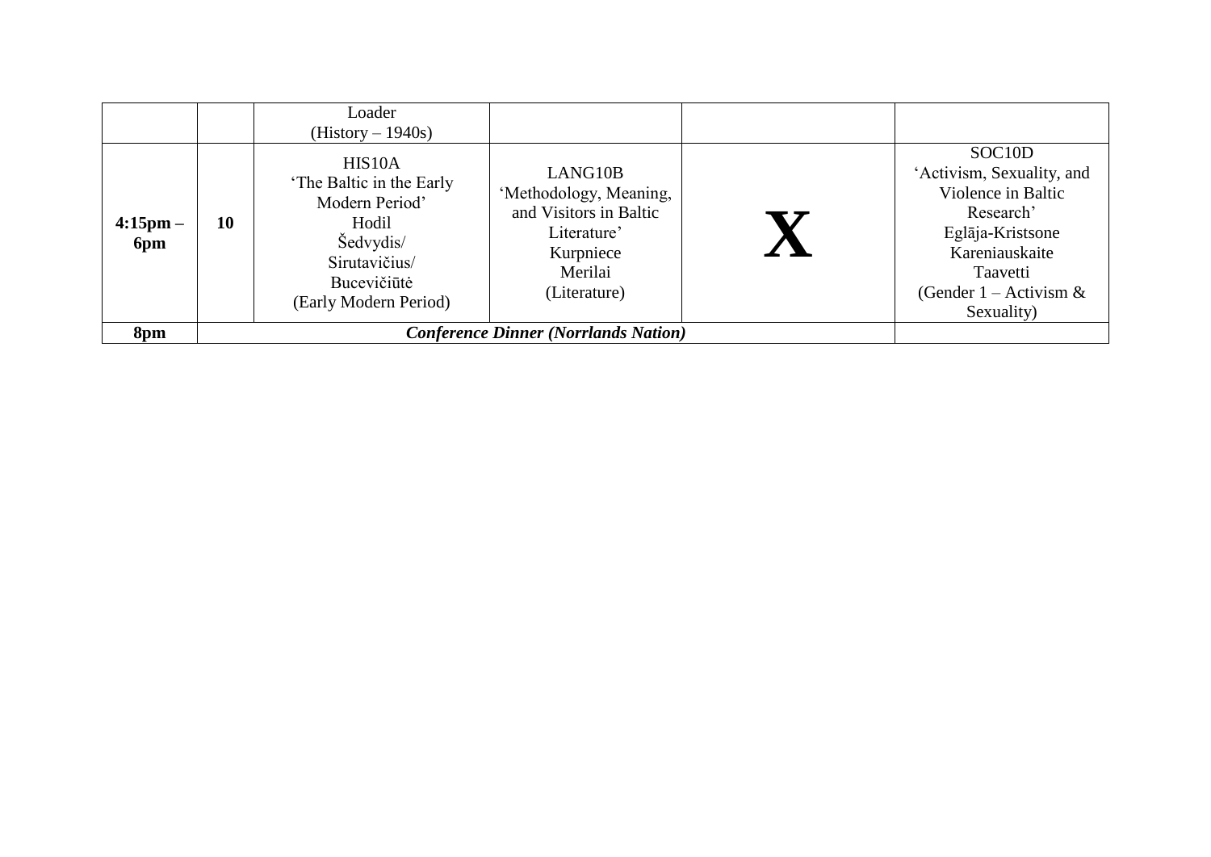| | | | | | |
|---|---|---|---|---|---|
| | | Loader<br>(History – 1940s) | | | |
| **4:15pm – 6pm** | **10** | HIS10A<br>'The Baltic in the Early Modern Period'<br>Hodil<br>Šedvydis/<br>Sirutavičius/<br>Bucevičiūtė<br>(Early Modern Period) | LANG10B<br>'Methodology, Meaning, and Visitors in Baltic Literature'<br>Kurpniece<br>Merilai<br>(Literature) | **X** | SOC10D<br>'Activism, Sexuality, and Violence in Baltic Research'<br>Eglāja-Kristsone<br>Kareniauskaite<br>Taavetti<br>(Gender 1 – Activism & Sexuality) |
| **8pm** | ***Conference Dinner (Norrlands Nation)*** | | | | |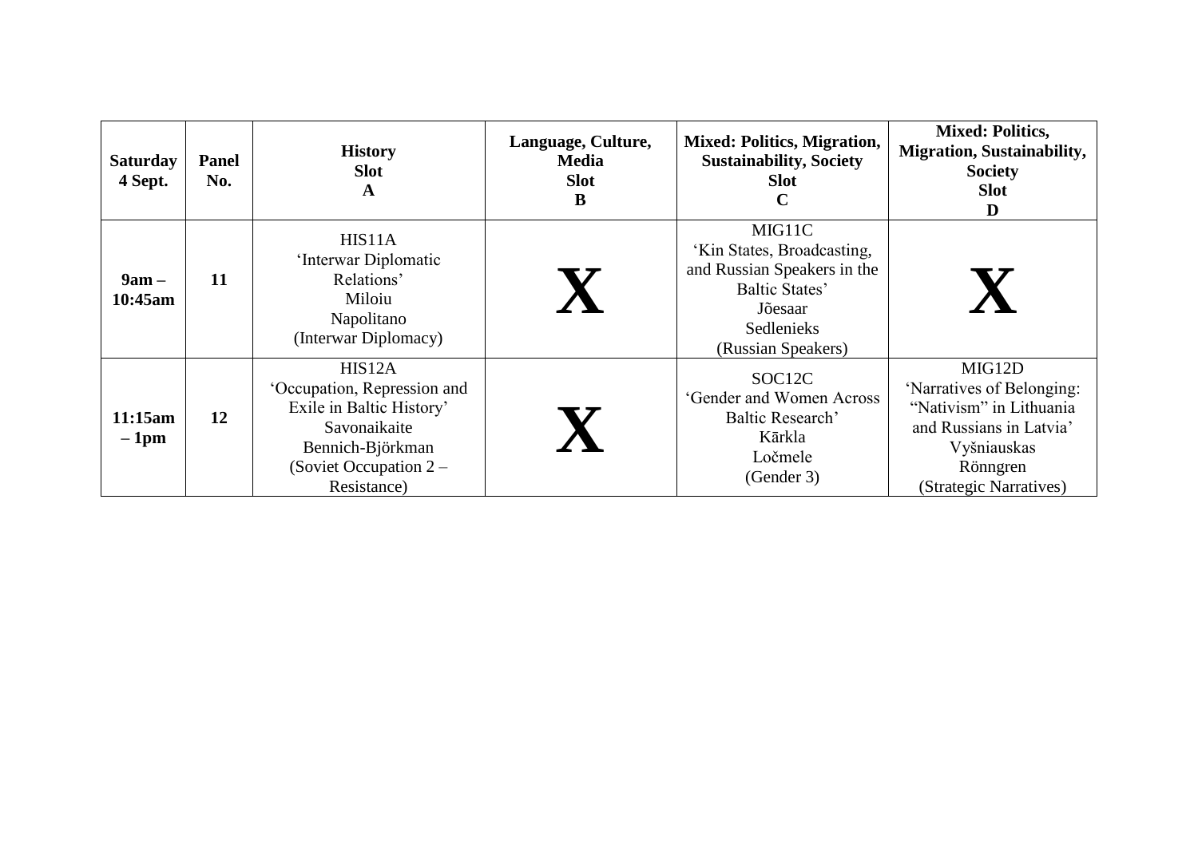| **Saturday 4 Sept.** | **Panel No.** | **History Slot A** | **Language, Culture, Media Slot B** | **Mixed: Politics, Migration, Sustainability, Society Slot C** | **Mixed: Politics, Migration, Sustainability, Society Slot D** |
|---|---|---|---|---|---|
| **9am – 10:45am** | **11** | HIS11A<br>'Interwar Diplomatic Relations'<br>Miloiu<br>Napolitano<br>(Interwar Diplomacy) | **X** | MIG11C<br>'Kin States, Broadcasting, and Russian Speakers in the Baltic States'<br>Jõesaar<br>Sedlenieks<br>(Russian Speakers) | **X** |
| **11:15am – 1pm** | **12** | HIS12A<br>'Occupation, Repression and Exile in Baltic History'<br>Savonaikaite<br>Bennich-Björkman<br>(Soviet Occupation 2 – Resistance) | **X** | SOC12C<br>'Gender and Women Across Baltic Research'<br>Kārkla<br>Ločmele<br>(Gender 3) | MIG12D<br>'Narratives of Belonging: "Nativism" in Lithuania and Russians in Latvia'<br>Vyšniauskas<br>Rönngren<br>(Strategic Narratives) |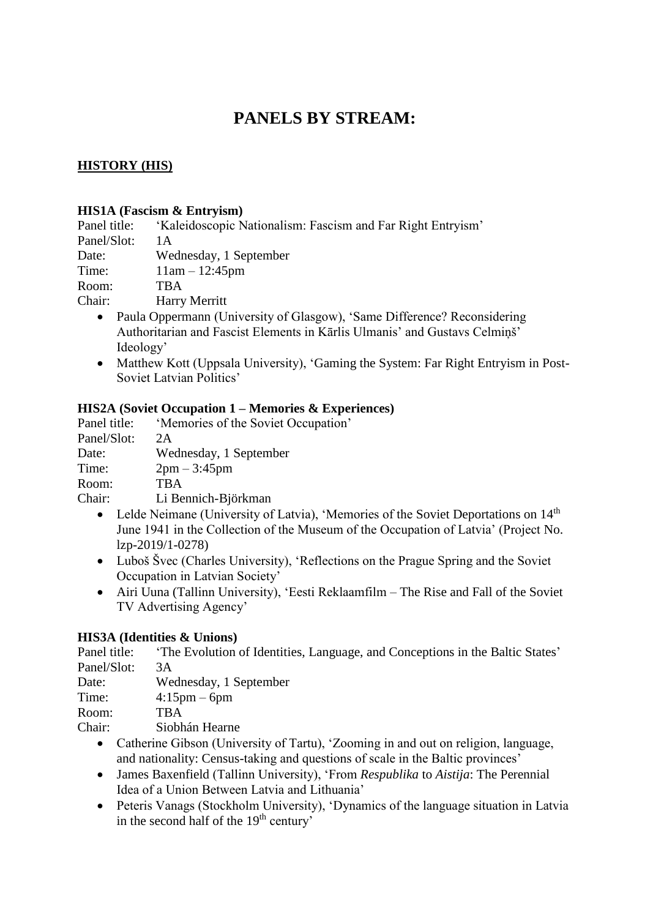# PANELS BY STREAM:

## HISTORY (HIS)

### HIS1A (Fascism & Entryism)

Panel title: 'Kaleidoscopic Nationalism: Fascism and Far Right Entryism'
Panel/Slot: 1A
Date: Wednesday, 1 September
Time: 11am – 12:45pm
Room: TBA
Chair: Harry Merritt

- Paula Oppermann (University of Glasgow), 'Same Difference? Reconsidering Authoritarian and Fascist Elements in Kārlis Ulmanis' and Gustavs Celmiņš' Ideology'
- Matthew Kott (Uppsala University), 'Gaming the System: Far Right Entryism in Post-Soviet Latvian Politics'

### HIS2A (Soviet Occupation 1 – Memories & Experiences)

Panel title: 'Memories of the Soviet Occupation'
Panel/Slot: 2A
Date: Wednesday, 1 September
Time: 2pm – 3:45pm
Room: TBA
Chair: Li Bennich-Björkman

- Lelde Neimane (University of Latvia), 'Memories of the Soviet Deportations on 14th June 1941 in the Collection of the Museum of the Occupation of Latvia' (Project No. lzp-2019/1-0278)
- Luboš Švec (Charles University), 'Reflections on the Prague Spring and the Soviet Occupation in Latvian Society'
- Airi Uuna (Tallinn University), 'Eesti Reklaamfilm – The Rise and Fall of the Soviet TV Advertising Agency'

### HIS3A (Identities & Unions)

Panel title: 'The Evolution of Identities, Language, and Conceptions in the Baltic States'
Panel/Slot: 3A
Date: Wednesday, 1 September
Time: 4:15pm – 6pm
Room: TBA
Chair: Siobhán Hearne

- Catherine Gibson (University of Tartu), 'Zooming in and out on religion, language, and nationality: Census-taking and questions of scale in the Baltic provinces'
- James Baxenfield (Tallinn University), 'From *Respublika* to *Aistija*: The Perennial Idea of a Union Between Latvia and Lithuania'
- Peteris Vanags (Stockholm University), 'Dynamics of the language situation in Latvia in the second half of the 19th century'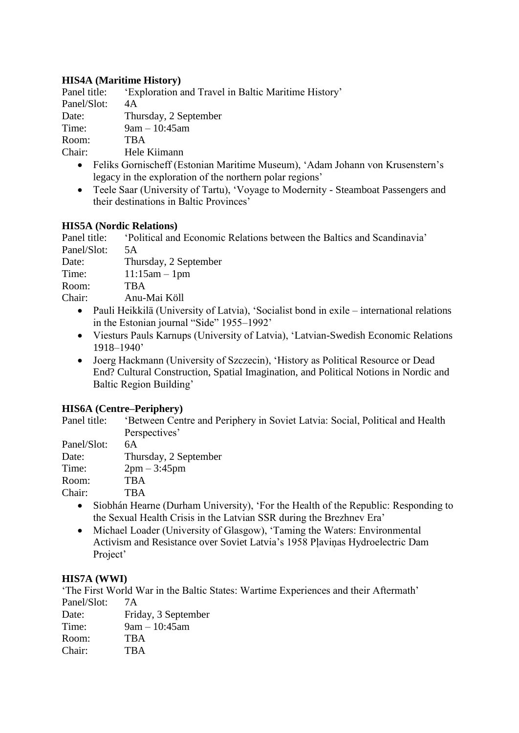**HIS4A (Maritime History)**

Panel title: 'Exploration and Travel in Baltic Maritime History'
Panel/Slot: 4A
Date: Thursday, 2 September
Time: 9am – 10:45am
Room: TBA
Chair: Hele Kiimann

- Feliks Gornischeff (Estonian Maritime Museum), 'Adam Johann von Krusenstern's legacy in the exploration of the northern polar regions'
- Teele Saar (University of Tartu), 'Voyage to Modernity - Steamboat Passengers and their destinations in Baltic Provinces'

**HIS5A (Nordic Relations)**

Panel title: 'Political and Economic Relations between the Baltics and Scandinavia'
Panel/Slot: 5A
Date: Thursday, 2 September
Time: 11:15am – 1pm
Room: TBA
Chair: Anu-Mai Köll

- Pauli Heikkilä (University of Latvia), 'Socialist bond in exile – international relations in the Estonian journal "Side" 1955–1992'
- Viesturs Pauls Karnups (University of Latvia), 'Latvian-Swedish Economic Relations 1918–1940'
- Joerg Hackmann (University of Szczecin), 'History as Political Resource or Dead End? Cultural Construction, Spatial Imagination, and Political Notions in Nordic and Baltic Region Building'

**HIS6A (Centre–Periphery)**

Panel title: 'Between Centre and Periphery in Soviet Latvia: Social, Political and Health Perspectives'
Panel/Slot: 6A
Date: Thursday, 2 September
Time: 2pm – 3:45pm
Room: TBA
Chair: TBA

- Siobhán Hearne (Durham University), 'For the Health of the Republic: Responding to the Sexual Health Crisis in the Latvian SSR during the Brezhnev Era'
- Michael Loader (University of Glasgow), 'Taming the Waters: Environmental Activism and Resistance over Soviet Latvia's 1958 Pļaviņas Hydroelectric Dam Project'

**HIS7A (WWI)**

'The First World War in the Baltic States: Wartime Experiences and their Aftermath'
Panel/Slot: 7A
Date: Friday, 3 September
Time: 9am – 10:45am
Room: TBA
Chair: TBA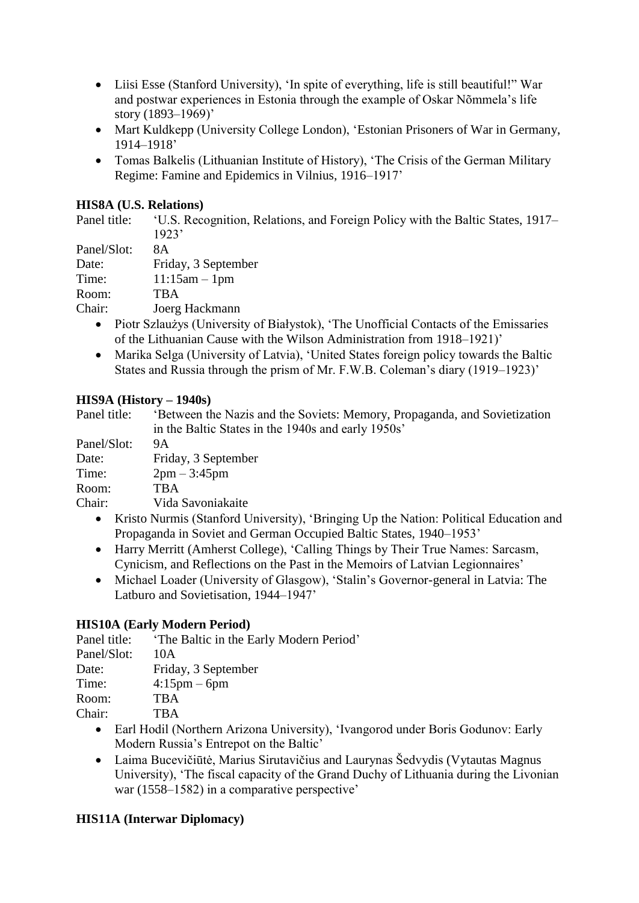- Liisi Esse (Stanford University), 'In spite of everything, life is still beautiful!" War and postwar experiences in Estonia through the example of Oskar Nõmmela's life story (1893–1969)'
- Mart Kuldkepp (University College London), 'Estonian Prisoners of War in Germany, 1914–1918'
- Tomas Balkelis (Lithuanian Institute of History), 'The Crisis of the German Military Regime: Famine and Epidemics in Vilnius, 1916–1917'

**HIS8A (U.S. Relations)**

Panel title: 'U.S. Recognition, Relations, and Foreign Policy with the Baltic States, 1917–1923'
Panel/Slot: 8A
Date: Friday, 3 September
Time: 11:15am – 1pm
Room: TBA
Chair: Joerg Hackmann

- Piotr Szlaużys (University of Białystok), 'The Unofficial Contacts of the Emissaries of the Lithuanian Cause with the Wilson Administration from 1918–1921)'
- Marika Selga (University of Latvia), 'United States foreign policy towards the Baltic States and Russia through the prism of Mr. F.W.B. Coleman's diary (1919–1923)'

**HIS9A (History – 1940s)**

Panel title: 'Between the Nazis and the Soviets: Memory, Propaganda, and Sovietization in the Baltic States in the 1940s and early 1950s'
Panel/Slot: 9A
Date: Friday, 3 September
Time: 2pm – 3:45pm
Room: TBA
Chair: Vida Savoniakaite

- Kristo Nurmis (Stanford University), 'Bringing Up the Nation: Political Education and Propaganda in Soviet and German Occupied Baltic States, 1940–1953'
- Harry Merritt (Amherst College), 'Calling Things by Their True Names: Sarcasm, Cynicism, and Reflections on the Past in the Memoirs of Latvian Legionnaires'
- Michael Loader (University of Glasgow), 'Stalin's Governor-general in Latvia: The Latburo and Sovietisation, 1944–1947'

**HIS10A (Early Modern Period)**

Panel title: 'The Baltic in the Early Modern Period'
Panel/Slot: 10A
Date: Friday, 3 September
Time: 4:15pm – 6pm
Room: TBA
Chair: TBA

- Earl Hodil (Northern Arizona University), 'Ivangorod under Boris Godunov: Early Modern Russia's Entrepot on the Baltic'
- Laima Bucevičiūtė, Marius Sirutavičius and Laurynas Šedvydis (Vytautas Magnus University), 'The fiscal capacity of the Grand Duchy of Lithuania during the Livonian war (1558–1582) in a comparative perspective'

**HIS11A (Interwar Diplomacy)**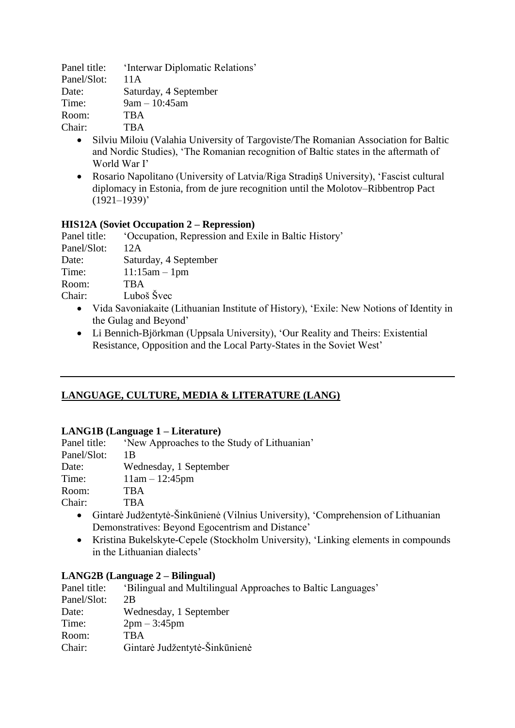Panel title: 'Interwar Diplomatic Relations'
Panel/Slot: 11A
Date: Saturday, 4 September
Time: 9am – 10:45am
Room: TBA
Chair: TBA

- Silviu Miloiu (Valahia University of Targoviste/The Romanian Association for Baltic and Nordic Studies), 'The Romanian recognition of Baltic states in the aftermath of World War I'
- Rosario Napolitano (University of Latvia/Riga Stradiņš University), 'Fascist cultural diplomacy in Estonia, from de jure recognition until the Molotov–Ribbentrop Pact (1921–1939)'

**HIS12A (Soviet Occupation 2 – Repression)**

Panel title: 'Occupation, Repression and Exile in Baltic History'
Panel/Slot: 12A
Date: Saturday, 4 September
Time: 11:15am – 1pm
Room: TBA
Chair: Luboš Švec

- Vida Savoniakaite (Lithuanian Institute of History), 'Exile: New Notions of Identity in the Gulag and Beyond'
- Li Bennich-Björkman (Uppsala University), 'Our Reality and Theirs: Existential Resistance, Opposition and the Local Party-States in the Soviet West'

---

## LANGUAGE, CULTURE, MEDIA & LITERATURE (LANG)

**LANG1B (Language 1 – Literature)**

Panel title: 'New Approaches to the Study of Lithuanian'
Panel/Slot: 1B
Date: Wednesday, 1 September
Time: 11am – 12:45pm
Room: TBA
Chair: TBA

- Gintarė Judžentytė-Šinkūnienė (Vilnius University), 'Comprehension of Lithuanian Demonstratives: Beyond Egocentrism and Distance'
- Kristina Bukelskyte-Cepele (Stockholm University), 'Linking elements in compounds in the Lithuanian dialects'

**LANG2B (Language 2 – Bilingual)**

Panel title: 'Bilingual and Multilingual Approaches to Baltic Languages'
Panel/Slot: 2B
Date: Wednesday, 1 September
Time: 2pm – 3:45pm
Room: TBA
Chair: Gintarė Judžentytė-Šinkūnienė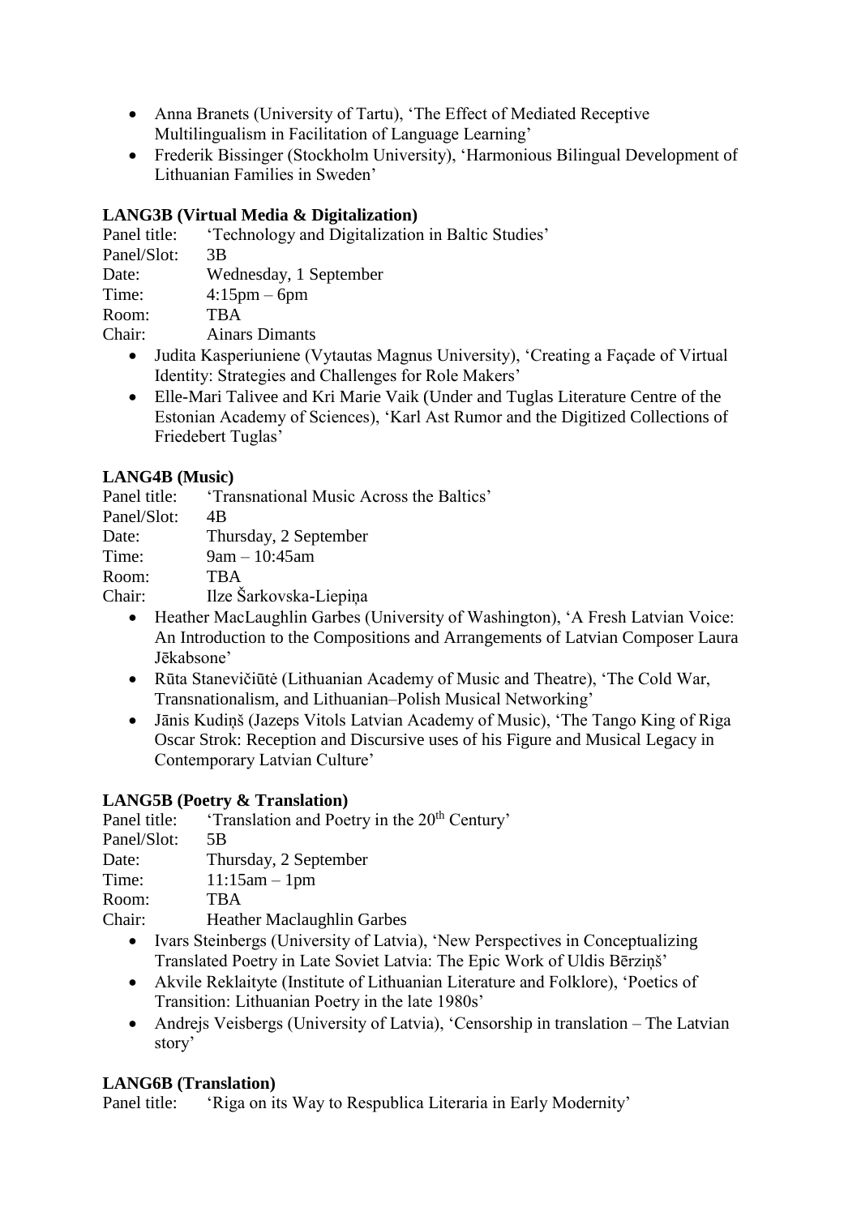- Anna Branets (University of Tartu), 'The Effect of Mediated Receptive Multilingualism in Facilitation of Language Learning'
- Frederik Bissinger (Stockholm University), 'Harmonious Bilingual Development of Lithuanian Families in Sweden'

**LANG3B (Virtual Media & Digitalization)**

Panel title: 'Technology and Digitalization in Baltic Studies'
Panel/Slot: 3B
Date: Wednesday, 1 September
Time: 4:15pm – 6pm
Room: TBA
Chair: Ainars Dimants

- Judita Kasperiuniene (Vytautas Magnus University), 'Creating a Façade of Virtual Identity: Strategies and Challenges for Role Makers'
- Elle-Mari Talivee and Kri Marie Vaik (Under and Tuglas Literature Centre of the Estonian Academy of Sciences), 'Karl Ast Rumor and the Digitized Collections of Friedebert Tuglas'

**LANG4B (Music)**

Panel title: 'Transnational Music Across the Baltics'
Panel/Slot: 4B
Date: Thursday, 2 September
Time: 9am – 10:45am
Room: TBA
Chair: Ilze Šarkovska-Liepiņa

- Heather MacLaughlin Garbes (University of Washington), 'A Fresh Latvian Voice: An Introduction to the Compositions and Arrangements of Latvian Composer Laura Jēkabsone'
- Rūta Stanevičiūtė (Lithuanian Academy of Music and Theatre), 'The Cold War, Transnationalism, and Lithuanian–Polish Musical Networking'
- Jānis Kudiņš (Jazeps Vitols Latvian Academy of Music), 'The Tango King of Riga Oscar Strok: Reception and Discursive uses of his Figure and Musical Legacy in Contemporary Latvian Culture'

**LANG5B (Poetry & Translation)**

Panel title: 'Translation and Poetry in the 20th Century'
Panel/Slot: 5B
Date: Thursday, 2 September
Time: 11:15am – 1pm
Room: TBA
Chair: Heather Maclaughlin Garbes

- Ivars Steinbergs (University of Latvia), 'New Perspectives in Conceptualizing Translated Poetry in Late Soviet Latvia: The Epic Work of Uldis Bērziņš'
- Akvile Reklaityte (Institute of Lithuanian Literature and Folklore), 'Poetics of Transition: Lithuanian Poetry in the late 1980s'
- Andrejs Veisbergs (University of Latvia), 'Censorship in translation – The Latvian story'

**LANG6B (Translation)**

Panel title: 'Riga on its Way to Respublica Literaria in Early Modernity'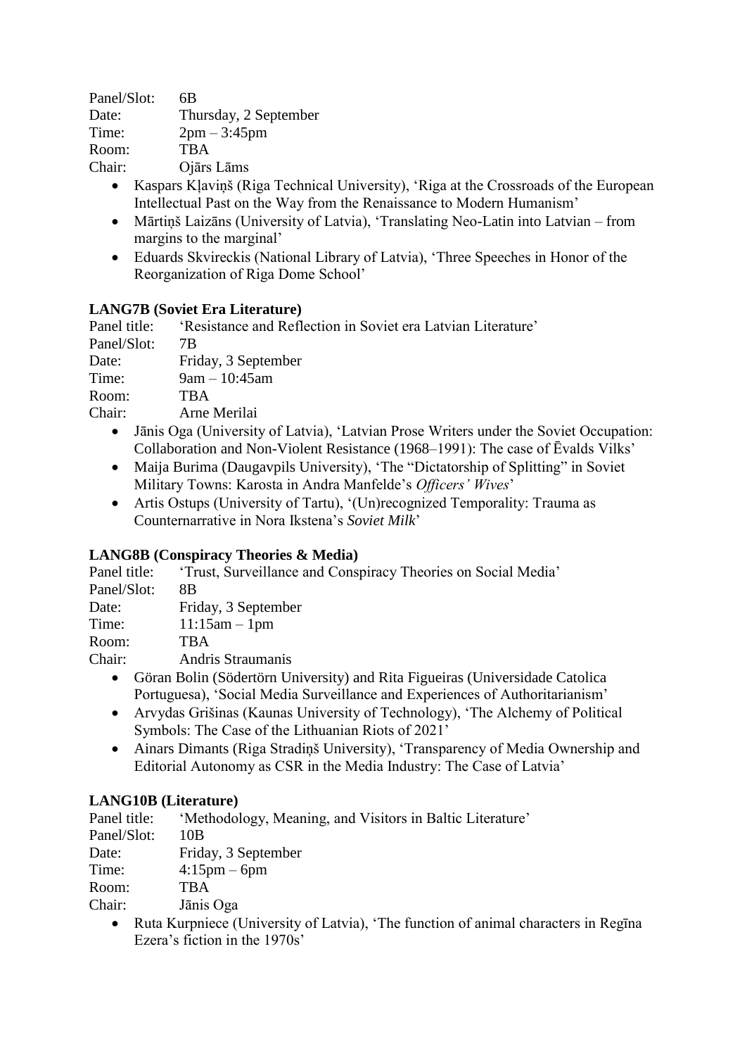Panel/Slot: 6B
Date: Thursday, 2 September
Time: 2pm – 3:45pm
Room: TBA
Chair: Ojārs Lāms

- Kaspars Kļaviņš (Riga Technical University), 'Riga at the Crossroads of the European Intellectual Past on the Way from the Renaissance to Modern Humanism'
- Mārtiņš Laizāns (University of Latvia), 'Translating Neo-Latin into Latvian – from margins to the marginal'
- Eduards Skvireckis (National Library of Latvia), 'Three Speeches in Honor of the Reorganization of Riga Dome School'

**LANG7B (Soviet Era Literature)**

Panel title: 'Resistance and Reflection in Soviet era Latvian Literature'
Panel/Slot: 7B
Date: Friday, 3 September
Time: 9am – 10:45am
Room: TBA
Chair: Arne Merilai

- Jānis Oga (University of Latvia), 'Latvian Prose Writers under the Soviet Occupation: Collaboration and Non-Violent Resistance (1968–1991): The case of Ēvalds Vilks'
- Maija Burima (Daugavpils University), 'The "Dictatorship of Splitting" in Soviet Military Towns: Karosta in Andra Manfelde's *Officers' Wives*'
- Artis Ostups (University of Tartu), '(Un)recognized Temporality: Trauma as Counternarrative in Nora Ikstena's *Soviet Milk*'

**LANG8B (Conspiracy Theories & Media)**

Panel title: 'Trust, Surveillance and Conspiracy Theories on Social Media'
Panel/Slot: 8B
Date: Friday, 3 September
Time: 11:15am – 1pm
Room: TBA
Chair: Andris Straumanis

- Göran Bolin (Södertörn University) and Rita Figueiras (Universidade Catolica Portuguesa), 'Social Media Surveillance and Experiences of Authoritarianism'
- Arvydas Grišinas (Kaunas University of Technology), 'The Alchemy of Political Symbols: The Case of the Lithuanian Riots of 2021'
- Ainars Dimants (Riga Stradiņš University), 'Transparency of Media Ownership and Editorial Autonomy as CSR in the Media Industry: The Case of Latvia'

**LANG10B (Literature)**

Panel title: 'Methodology, Meaning, and Visitors in Baltic Literature'
Panel/Slot: 10B
Date: Friday, 3 September
Time: 4:15pm – 6pm
Room: TBA
Chair: Jānis Oga

- Ruta Kurpniece (University of Latvia), 'The function of animal characters in Regīna Ezera's fiction in the 1970s'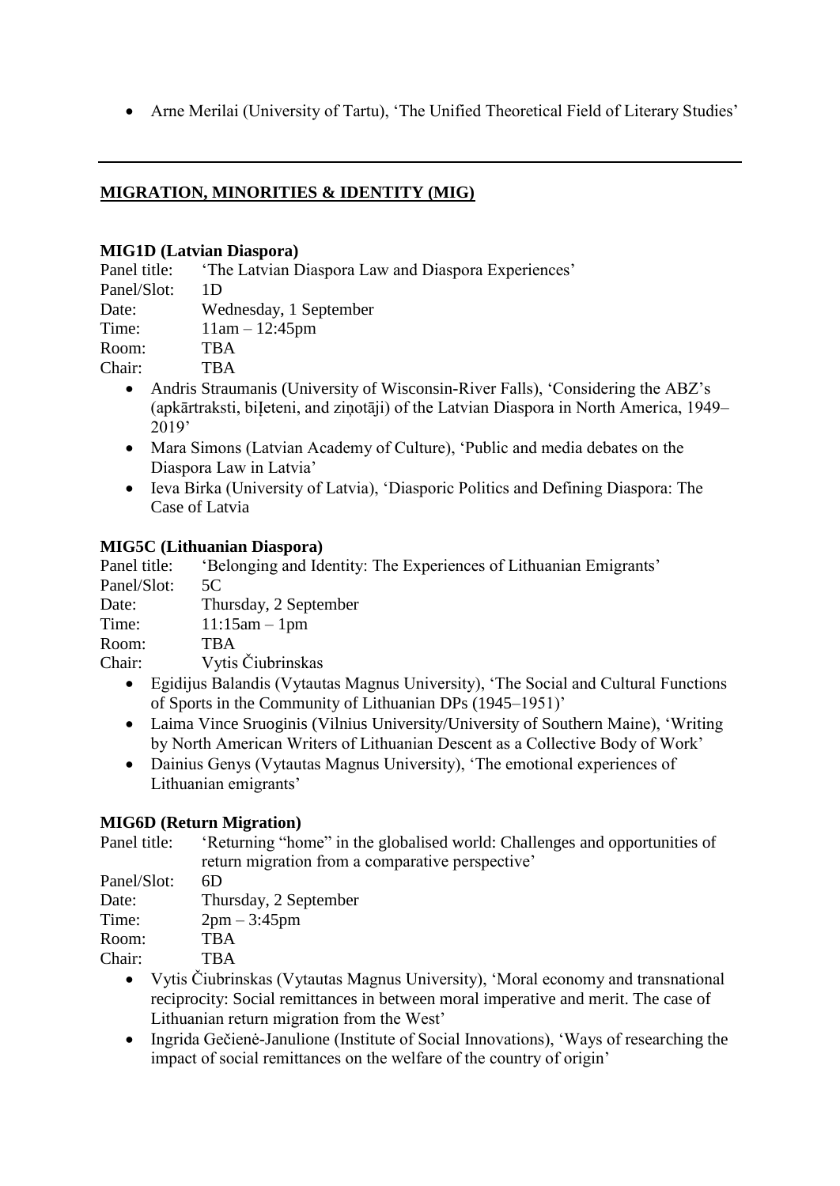- Arne Merilai (University of Tartu), 'The Unified Theoretical Field of Literary Studies'

---

## MIGRATION, MINORITIES & IDENTITY (MIG)

**MIG1D (Latvian Diaspora)**

Panel title: 'The Latvian Diaspora Law and Diaspora Experiences'
Panel/Slot: 1D
Date: Wednesday, 1 September
Time: 11am – 12:45pm
Room: TBA
Chair: TBA

- Andris Straumanis (University of Wisconsin-River Falls), 'Considering the ABZ's (apkārtraksti, biļeteni, and ziņotāji) of the Latvian Diaspora in North America, 1949–2019'
- Mara Simons (Latvian Academy of Culture), 'Public and media debates on the Diaspora Law in Latvia'
- Ieva Birka (University of Latvia), 'Diasporic Politics and Defining Diaspora: The Case of Latvia

**MIG5C (Lithuanian Diaspora)**

Panel title: 'Belonging and Identity: The Experiences of Lithuanian Emigrants'
Panel/Slot: 5C
Date: Thursday, 2 September
Time: 11:15am – 1pm
Room: TBA
Chair: Vytis Čiubrinskas

- Egidijus Balandis (Vytautas Magnus University), 'The Social and Cultural Functions of Sports in the Community of Lithuanian DPs (1945–1951)'
- Laima Vince Sruoginis (Vilnius University/University of Southern Maine), 'Writing by North American Writers of Lithuanian Descent as a Collective Body of Work'
- Dainius Genys (Vytautas Magnus University), 'The emotional experiences of Lithuanian emigrants'

**MIG6D (Return Migration)**

Panel title: 'Returning "home" in the globalised world: Challenges and opportunities of return migration from a comparative perspective'
Panel/Slot: 6D
Date: Thursday, 2 September
Time: 2pm – 3:45pm
Room: TBA
Chair: TBA

- Vytis Čiubrinskas (Vytautas Magnus University), 'Moral economy and transnational reciprocity: Social remittances in between moral imperative and merit. The case of Lithuanian return migration from the West'
- Ingrida Gečienė-Janulione (Institute of Social Innovations), 'Ways of researching the impact of social remittances on the welfare of the country of origin'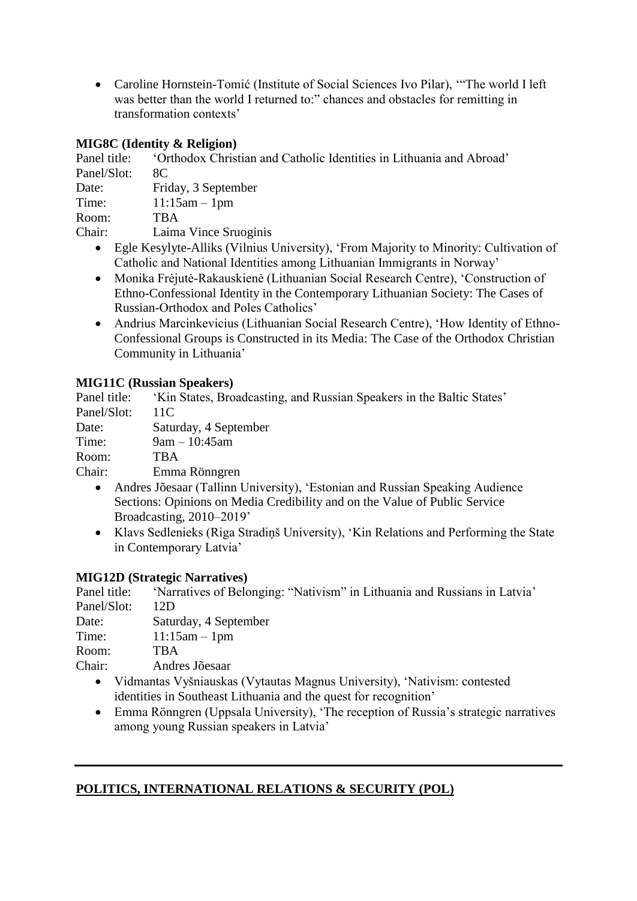- Caroline Hornstein-Tomić (Institute of Social Sciences Ivo Pilar), '"The world I left was better than the world I returned to:" chances and obstacles for remitting in transformation contexts'

**MIG8C (Identity & Religion)**

Panel title: 'Orthodox Christian and Catholic Identities in Lithuania and Abroad'
Panel/Slot: 8C
Date: Friday, 3 September
Time: 11:15am – 1pm
Room: TBA
Chair: Laima Vince Sruoginis

- Egle Kesylyte-Alliks (Vilnius University), 'From Majority to Minority: Cultivation of Catholic and National Identities among Lithuanian Immigrants in Norway'
- Monika Frėjutė-Rakauskienė (Lithuanian Social Research Centre), 'Construction of Ethno-Confessional Identity in the Contemporary Lithuanian Society: The Cases of Russian-Orthodox and Poles Catholics'
- Andrius Marcinkevicius (Lithuanian Social Research Centre), 'How Identity of Ethno-Confessional Groups is Constructed in its Media: The Case of the Orthodox Christian Community in Lithuania'

**MIG11C (Russian Speakers)**

Panel title: 'Kin States, Broadcasting, and Russian Speakers in the Baltic States'
Panel/Slot: 11C
Date: Saturday, 4 September
Time: 9am – 10:45am
Room: TBA
Chair: Emma Rönngren

- Andres Jõesaar (Tallinn University), 'Estonian and Russian Speaking Audience Sections: Opinions on Media Credibility and on the Value of Public Service Broadcasting, 2010–2019'
- Klavs Sedlenieks (Riga Stradiņš University), 'Kin Relations and Performing the State in Contemporary Latvia'

**MIG12D (Strategic Narratives)**

Panel title: 'Narratives of Belonging: "Nativism" in Lithuania and Russians in Latvia'
Panel/Slot: 12D
Date: Saturday, 4 September
Time: 11:15am – 1pm
Room: TBA
Chair: Andres Jõesaar

- Vidmantas Vyšniauskas (Vytautas Magnus University), 'Nativism: contested identities in Southeast Lithuania and the quest for recognition'
- Emma Rönngren (Uppsala University), 'The reception of Russia's strategic narratives among young Russian speakers in Latvia'

---

## POLITICS, INTERNATIONAL RELATIONS & SECURITY (POL)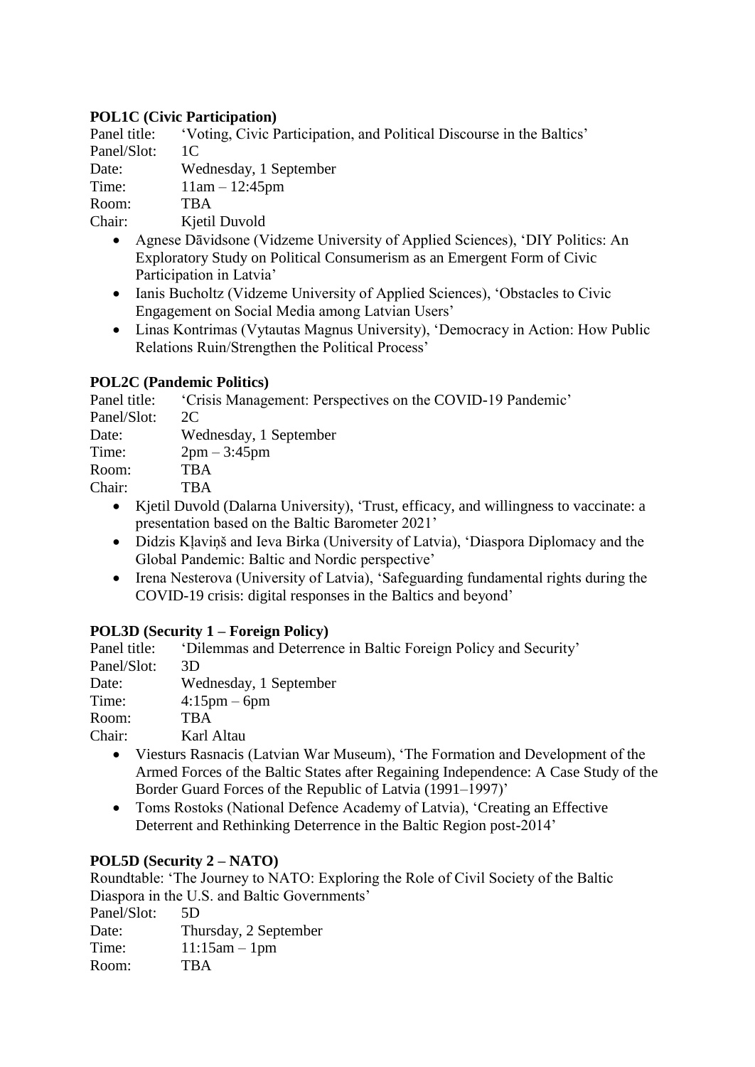**POL1C (Civic Participation)**

Panel title: 'Voting, Civic Participation, and Political Discourse in the Baltics'
Panel/Slot: 1C
Date: Wednesday, 1 September
Time: 11am – 12:45pm
Room: TBA
Chair: Kjetil Duvold

- Agnese Dāvidsone (Vidzeme University of Applied Sciences), 'DIY Politics: An Exploratory Study on Political Consumerism as an Emergent Form of Civic Participation in Latvia'
- Ianis Bucholtz (Vidzeme University of Applied Sciences), 'Obstacles to Civic Engagement on Social Media among Latvian Users'
- Linas Kontrimas (Vytautas Magnus University), 'Democracy in Action: How Public Relations Ruin/Strengthen the Political Process'

**POL2C (Pandemic Politics)**

Panel title: 'Crisis Management: Perspectives on the COVID-19 Pandemic'
Panel/Slot: 2C
Date: Wednesday, 1 September
Time: 2pm – 3:45pm
Room: TBA
Chair: TBA

- Kjetil Duvold (Dalarna University), 'Trust, efficacy, and willingness to vaccinate: a presentation based on the Baltic Barometer 2021'
- Didzis Kļaviņš and Ieva Birka (University of Latvia), 'Diaspora Diplomacy and the Global Pandemic: Baltic and Nordic perspective'
- Irena Nesterova (University of Latvia), 'Safeguarding fundamental rights during the COVID-19 crisis: digital responses in the Baltics and beyond'

**POL3D (Security 1 – Foreign Policy)**

Panel title: 'Dilemmas and Deterrence in Baltic Foreign Policy and Security'
Panel/Slot: 3D
Date: Wednesday, 1 September
Time: 4:15pm – 6pm
Room: TBA
Chair: Karl Altau

- Viesturs Rasnacis (Latvian War Museum), 'The Formation and Development of the Armed Forces of the Baltic States after Regaining Independence: A Case Study of the Border Guard Forces of the Republic of Latvia (1991–1997)'
- Toms Rostoks (National Defence Academy of Latvia), 'Creating an Effective Deterrent and Rethinking Deterrence in the Baltic Region post-2014'

**POL5D (Security 2 – NATO)**

Roundtable: 'The Journey to NATO: Exploring the Role of Civil Society of the Baltic Diaspora in the U.S. and Baltic Governments'
Panel/Slot: 5D
Date: Thursday, 2 September
Time: 11:15am – 1pm
Room: TBA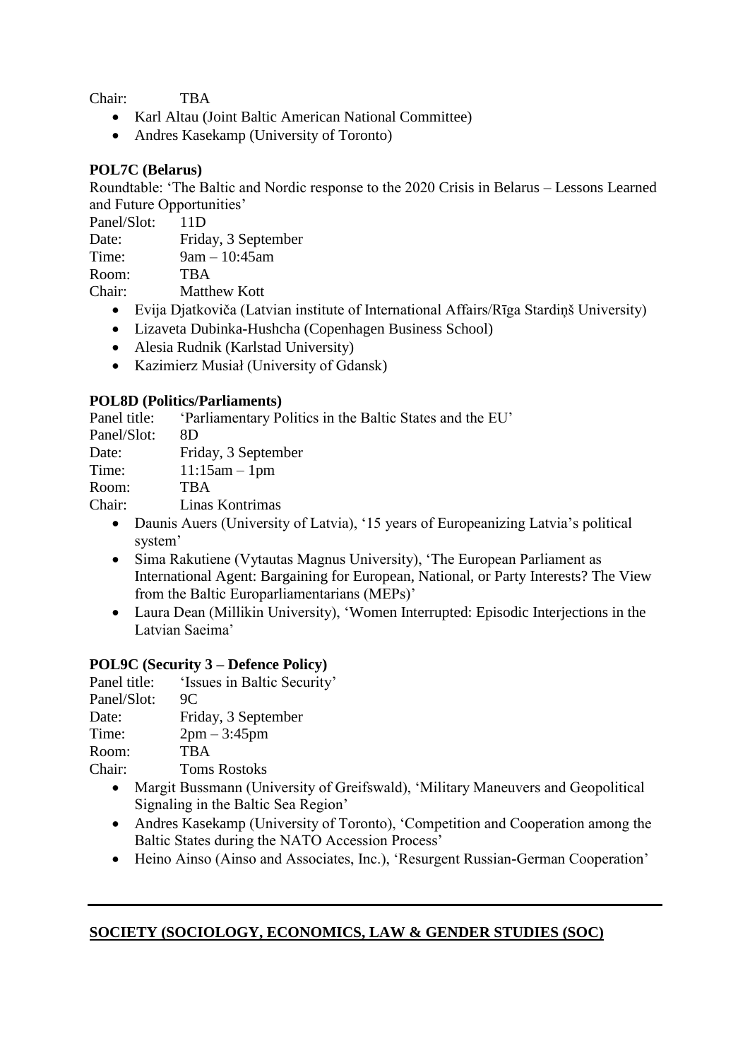Chair: TBA

- Karl Altau (Joint Baltic American National Committee)
- Andres Kasekamp (University of Toronto)

**POL7C (Belarus)**

Roundtable: 'The Baltic and Nordic response to the 2020 Crisis in Belarus – Lessons Learned and Future Opportunities'

Panel/Slot: 11D
Date: Friday, 3 September
Time: 9am – 10:45am
Room: TBA
Chair: Matthew Kott

- Evija Djatkoviča (Latvian institute of International Affairs/Rīga Stardiņš University)
- Lizaveta Dubinka-Hushcha (Copenhagen Business School)
- Alesia Rudnik (Karlstad University)
- Kazimierz Musiał (University of Gdansk)

**POL8D (Politics/Parliaments)**

Panel title: 'Parliamentary Politics in the Baltic States and the EU'
Panel/Slot: 8D
Date: Friday, 3 September
Time: 11:15am – 1pm
Room: TBA
Chair: Linas Kontrimas

- Daunis Auers (University of Latvia), '15 years of Europeanizing Latvia's political system'
- Sima Rakutiene (Vytautas Magnus University), 'The European Parliament as International Agent: Bargaining for European, National, or Party Interests? The View from the Baltic Europarliamentarians (MEPs)'
- Laura Dean (Millikin University), 'Women Interrupted: Episodic Interjections in the Latvian Saeima'

**POL9C (Security 3 – Defence Policy)**

Panel title: 'Issues in Baltic Security'
Panel/Slot: 9C
Date: Friday, 3 September
Time: 2pm – 3:45pm
Room: TBA
Chair: Toms Rostoks

- Margit Bussmann (University of Greifswald), 'Military Maneuvers and Geopolitical Signaling in the Baltic Sea Region'
- Andres Kasekamp (University of Toronto), 'Competition and Cooperation among the Baltic States during the NATO Accession Process'
- Heino Ainso (Ainso and Associates, Inc.), 'Resurgent Russian-German Cooperation'

---

## SOCIETY (SOCIOLOGY, ECONOMICS, LAW & GENDER STUDIES (SOC)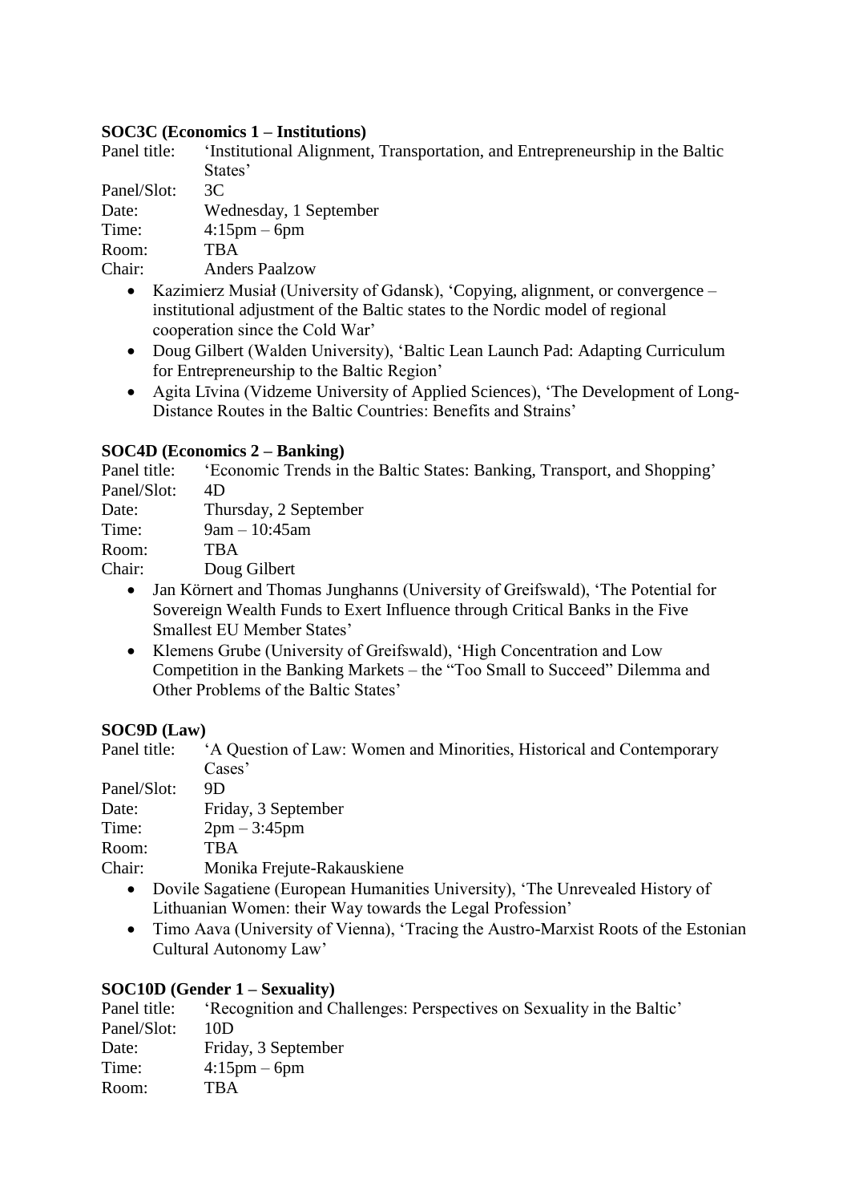**SOC3C (Economics 1 – Institutions)**

Panel title: 'Institutional Alignment, Transportation, and Entrepreneurship in the Baltic States'
Panel/Slot: 3C
Date: Wednesday, 1 September
Time: 4:15pm – 6pm
Room: TBA
Chair: Anders Paalzow

- Kazimierz Musiał (University of Gdansk), 'Copying, alignment, or convergence – institutional adjustment of the Baltic states to the Nordic model of regional cooperation since the Cold War'
- Doug Gilbert (Walden University), 'Baltic Lean Launch Pad: Adapting Curriculum for Entrepreneurship to the Baltic Region'
- Agita Līvina (Vidzeme University of Applied Sciences), 'The Development of Long-Distance Routes in the Baltic Countries: Benefits and Strains'

**SOC4D (Economics 2 – Banking)**

Panel title: 'Economic Trends in the Baltic States: Banking, Transport, and Shopping'
Panel/Slot: 4D
Date: Thursday, 2 September
Time: 9am – 10:45am
Room: TBA
Chair: Doug Gilbert

- Jan Körnert and Thomas Junghanns (University of Greifswald), 'The Potential for Sovereign Wealth Funds to Exert Influence through Critical Banks in the Five Smallest EU Member States'
- Klemens Grube (University of Greifswald), 'High Concentration and Low Competition in the Banking Markets – the "Too Small to Succeed" Dilemma and Other Problems of the Baltic States'

**SOC9D (Law)**

Panel title: 'A Question of Law: Women and Minorities, Historical and Contemporary Cases'
Panel/Slot: 9D
Date: Friday, 3 September
Time: 2pm – 3:45pm
Room: TBA
Chair: Monika Frejute-Rakauskiene

- Dovile Sagatiene (European Humanities University), 'The Unrevealed History of Lithuanian Women: their Way towards the Legal Profession'
- Timo Aava (University of Vienna), 'Tracing the Austro-Marxist Roots of the Estonian Cultural Autonomy Law'

**SOC10D (Gender 1 – Sexuality)**

Panel title: 'Recognition and Challenges: Perspectives on Sexuality in the Baltic'
Panel/Slot: 10D
Date: Friday, 3 September
Time: 4:15pm – 6pm
Room: TBA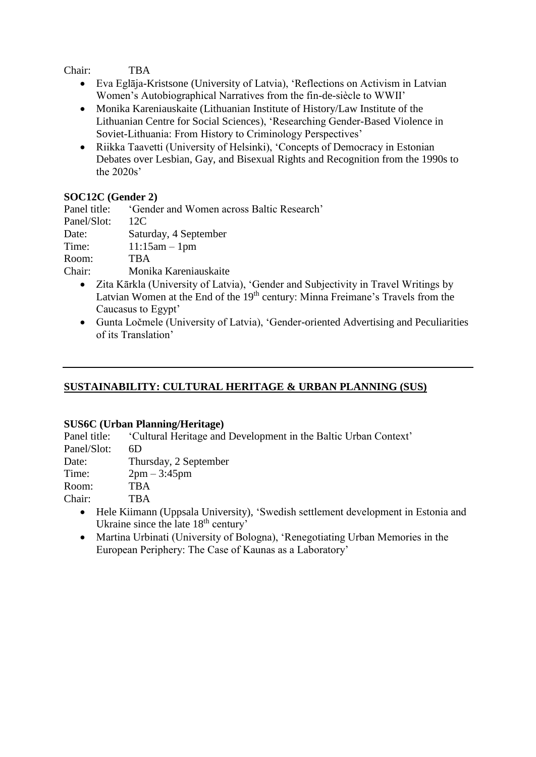Chair: TBA

- Eva Eglāja-Kristsone (University of Latvia), 'Reflections on Activism in Latvian Women's Autobiographical Narratives from the fin-de-siècle to WWII'
- Monika Kareniauskaite (Lithuanian Institute of History/Law Institute of the Lithuanian Centre for Social Sciences), 'Researching Gender-Based Violence in Soviet-Lithuania: From History to Criminology Perspectives'
- Riikka Taavetti (University of Helsinki), 'Concepts of Democracy in Estonian Debates over Lesbian, Gay, and Bisexual Rights and Recognition from the 1990s to the 2020s'

**SOC12C (Gender 2)**

Panel title: 'Gender and Women across Baltic Research'
Panel/Slot: 12C
Date: Saturday, 4 September
Time: 11:15am – 1pm
Room: TBA
Chair: Monika Kareniauskaite

- Zita Kārkla (University of Latvia), 'Gender and Subjectivity in Travel Writings by Latvian Women at the End of the 19th century: Minna Freimane's Travels from the Caucasus to Egypt'
- Gunta Ločmele (University of Latvia), 'Gender-oriented Advertising and Peculiarities of its Translation'

---

## SUSTAINABILITY: CULTURAL HERITAGE & URBAN PLANNING (SUS)

**SUS6C (Urban Planning/Heritage)**

Panel title: 'Cultural Heritage and Development in the Baltic Urban Context'
Panel/Slot: 6D
Date: Thursday, 2 September
Time: 2pm – 3:45pm
Room: TBA
Chair: TBA

- Hele Kiimann (Uppsala University), 'Swedish settlement development in Estonia and Ukraine since the late 18th century'
- Martina Urbinati (University of Bologna), 'Renegotiating Urban Memories in the European Periphery: The Case of Kaunas as a Laboratory'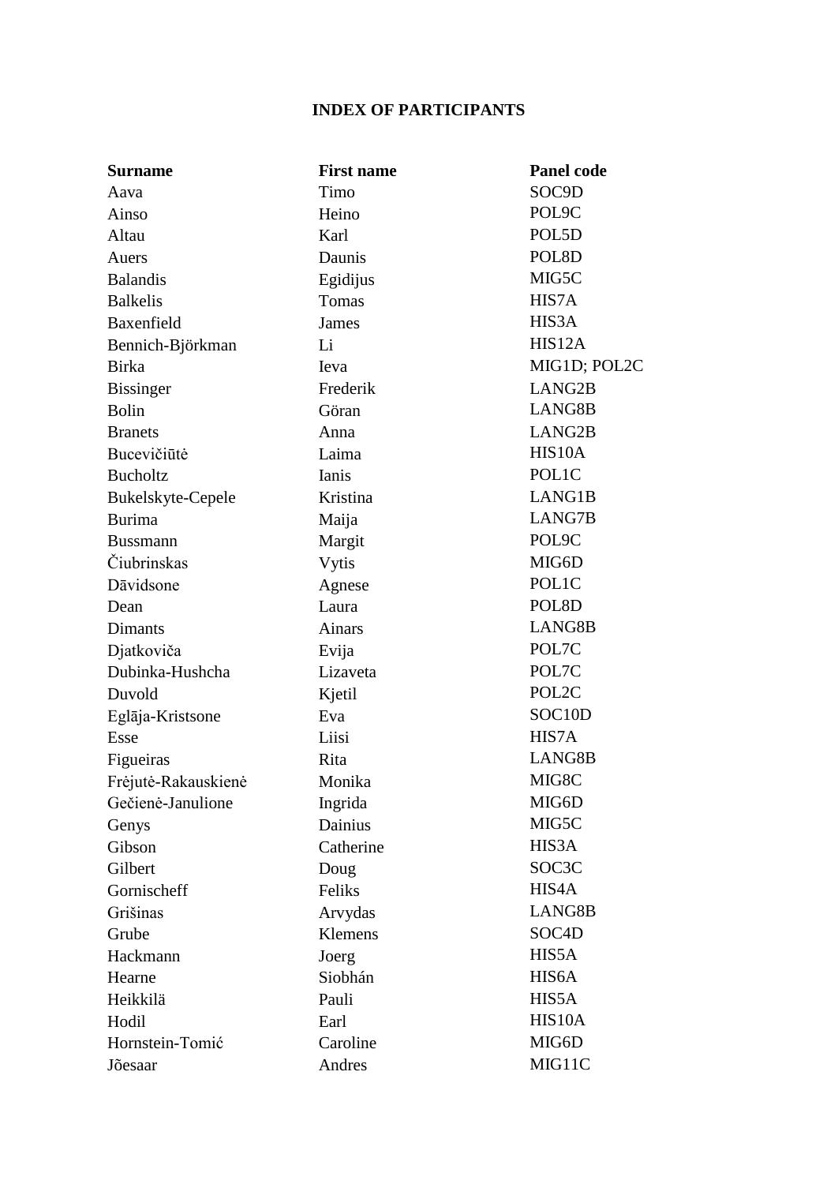**INDEX OF PARTICIPANTS**

| Surname | First name | Panel code |
|---|---|---|
| Aava | Timo | SOC9D |
| Ainso | Heino | POL9C |
| Altau | Karl | POL5D |
| Auers | Daunis | POL8D |
| Balandis | Egidijus | MIG5C |
| Balkelis | Tomas | HIS7A |
| Baxenfield | James | HIS3A |
| Bennich-Björkman | Li | HIS12A |
| Birka | Ieva | MIG1D; POL2C |
| Bissinger | Frederik | LANG2B |
| Bolin | Göran | LANG8B |
| Branets | Anna | LANG2B |
| Bucevičiūtė | Laima | HIS10A |
| Bucholtz | Ianis | POL1C |
| Bukelskyte-Cepele | Kristina | LANG1B |
| Burima | Maija | LANG7B |
| Bussmann | Margit | POL9C |
| Čiubrinskas | Vytis | MIG6D |
| Dāvidsone | Agnese | POL1C |
| Dean | Laura | POL8D |
| Dimants | Ainars | LANG8B |
| Djatkoviča | Evija | POL7C |
| Dubinka-Hushcha | Lizaveta | POL7C |
| Duvold | Kjetil | POL2C |
| Eglāja-Kristsone | Eva | SOC10D |
| Esse | Liisi | HIS7A |
| Figueiras | Rita | LANG8B |
| Frėjutė-Rakauskienė | Monika | MIG8C |
| Gečienė-Janulione | Ingrida | MIG6D |
| Genys | Dainius | MIG5C |
| Gibson | Catherine | HIS3A |
| Gilbert | Doug | SOC3C |
| Gornischeff | Feliks | HIS4A |
| Grišinas | Arvydas | LANG8B |
| Grube | Klemens | SOC4D |
| Hackmann | Joerg | HIS5A |
| Hearne | Siobhán | HIS6A |
| Heikkilä | Pauli | HIS5A |
| Hodil | Earl | HIS10A |
| Hornstein-Tomić | Caroline | MIG6D |
| Jõesaar | Andres | MIG11C |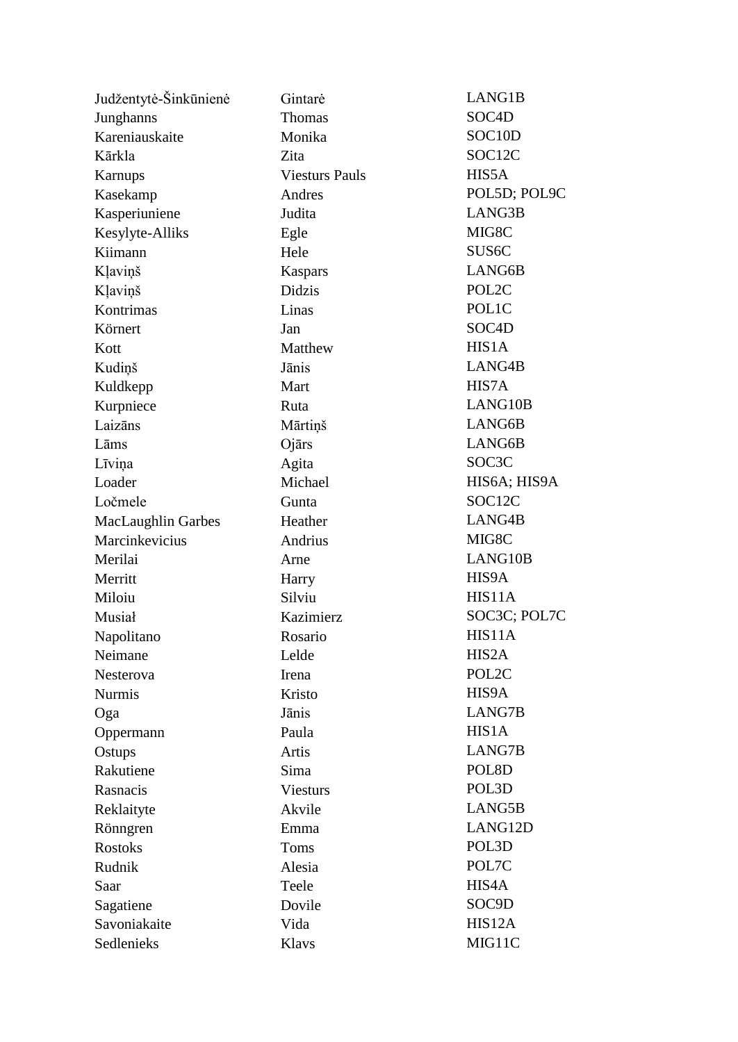| | | |
|---|---|---|
| Judžentytė-Šinkūnienė | Gintarė | LANG1B |
| Junghanns | Thomas | SOC4D |
| Kareniauskaite | Monika | SOC10D |
| Kārkla | Zita | SOC12C |
| Karnups | Viesturs Pauls | HIS5A |
| Kasekamp | Andres | POL5D; POL9C |
| Kasperiuniene | Judita | LANG3B |
| Kesylyte-Alliks | Egle | MIG8C |
| Kiimann | Hele | SUS6C |
| Kļaviņš | Kaspars | LANG6B |
| Kļaviņš | Didzis | POL2C |
| Kontrimas | Linas | POL1C |
| Körnert | Jan | SOC4D |
| Kott | Matthew | HIS1A |
| Kudiņš | Jānis | LANG4B |
| Kuldkepp | Mart | HIS7A |
| Kurpniece | Ruta | LANG10B |
| Laizāns | Mārtiņš | LANG6B |
| Lāms | Ojārs | LANG6B |
| Līviņa | Agita | SOC3C |
| Loader | Michael | HIS6A; HIS9A |
| Ločmele | Gunta | SOC12C |
| MacLaughlin Garbes | Heather | LANG4B |
| Marcinkevicius | Andrius | MIG8C |
| Merilai | Arne | LANG10B |
| Merritt | Harry | HIS9A |
| Miloiu | Silviu | HIS11A |
| Musiał | Kazimierz | SOC3C; POL7C |
| Napolitano | Rosario | HIS11A |
| Neimane | Lelde | HIS2A |
| Nesterova | Irena | POL2C |
| Nurmis | Kristo | HIS9A |
| Oga | Jānis | LANG7B |
| Oppermann | Paula | HIS1A |
| Ostups | Artis | LANG7B |
| Rakutiene | Sima | POL8D |
| Rasnacis | Viesturs | POL3D |
| Reklaityte | Akvile | LANG5B |
| Rönngren | Emma | LANG12D |
| Rostoks | Toms | POL3D |
| Rudnik | Alesia | POL7C |
| Saar | Teele | HIS4A |
| Sagatiene | Dovile | SOC9D |
| Savoniakaite | Vida | HIS12A |
| Sedlenieks | Klavs | MIG11C |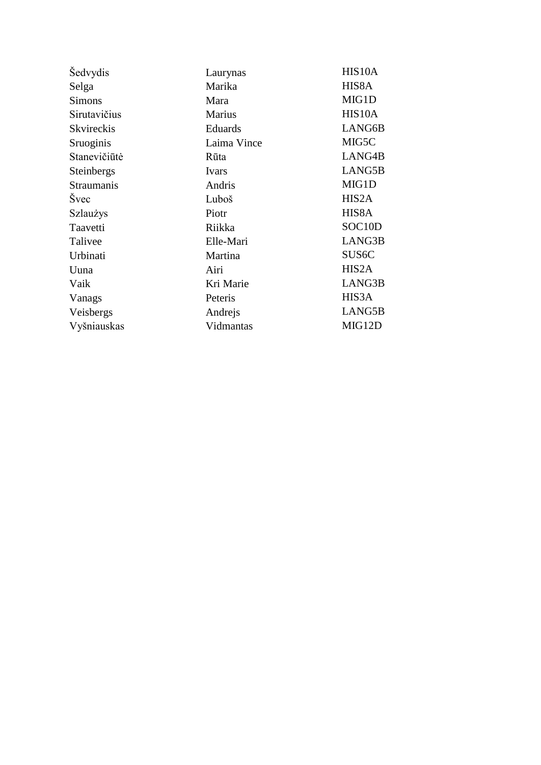| | | |
|---|---|---|
| Šedvydis | Laurynas | HIS10A |
| Selga | Marika | HIS8A |
| Simons | Mara | MIG1D |
| Sirutavičius | Marius | HIS10A |
| Skvireckis | Eduards | LANG6B |
| Sruoginis | Laima Vince | MIG5C |
| Stanevičiūtė | Rūta | LANG4B |
| Steinbergs | Ivars | LANG5B |
| Straumanis | Andris | MIG1D |
| Švec | Luboš | HIS2A |
| Szlaużys | Piotr | HIS8A |
| Taavetti | Riikka | SOC10D |
| Talivee | Elle-Mari | LANG3B |
| Urbinati | Martina | SUS6C |
| Uuna | Airi | HIS2A |
| Vaik | Kri Marie | LANG3B |
| Vanags | Peteris | HIS3A |
| Veisbergs | Andrejs | LANG5B |
| Vyšniauskas | Vidmantas | MIG12D |